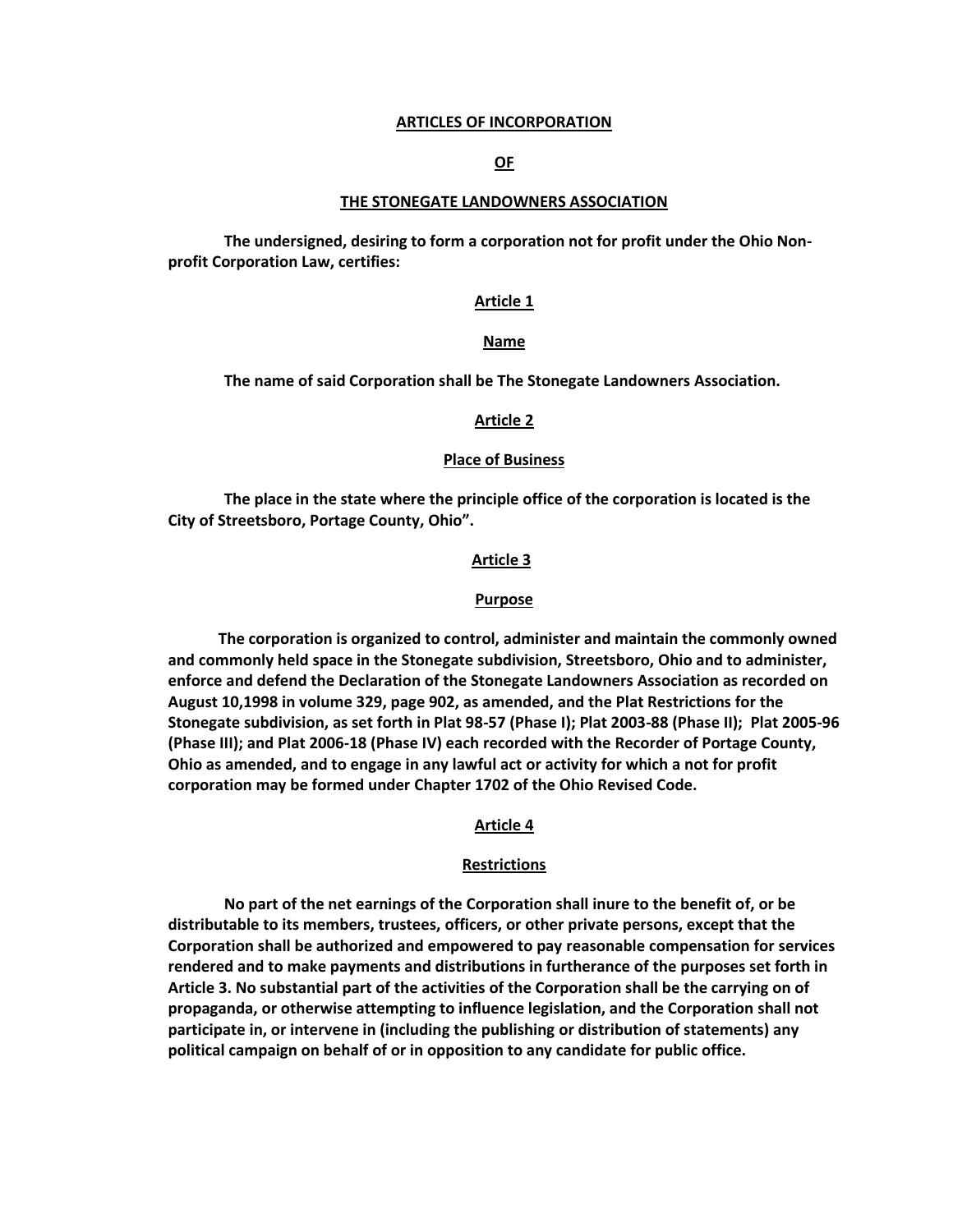# ARTICLES OF INCORPORATION

# OF

# THE STONEGATE LANDOWNERS ASSOCIATION

**The undersigned, desiring to form a corporation not for profit under the Ohio Non-profit Corporation Law, certifies:**

## Article 1

## Name

**The name of said Corporation shall be The Stonegate Landowners Association.**

## Article 2

## Place of Business

**The place in the state where the principle office of the corporation is located is the City of Streetsboro, Portage County, Ohio".**

## Article 3

## Purpose

**The corporation is organized to control, administer and maintain the commonly owned and commonly held space in the Stonegate subdivision, Streetsboro, Ohio and to administer, enforce and defend the Declaration of the Stonegate Landowners Association as recorded on August 10,1998 in volume 329, page 902, as amended, and the Plat Restrictions for the Stonegate subdivision, as set forth in Plat 98-57 (Phase I); Plat 2003-88 (Phase II); Plat 2005-96 (Phase III); and Plat 2006-18 (Phase IV) each recorded with the Recorder of Portage County, Ohio as amended, and to engage in any lawful act or activity for which a not for profit corporation may be formed under Chapter 1702 of the Ohio Revised Code.**

## Article 4

## Restrictions

**No part of the net earnings of the Corporation shall inure to the benefit of, or be distributable to its members, trustees, officers, or other private persons, except that the Corporation shall be authorized and empowered to pay reasonable compensation for services rendered and to make payments and distributions in furtherance of the purposes set forth in Article 3. No substantial part of the activities of the Corporation shall be the carrying on of propaganda, or otherwise attempting to influence legislation, and the Corporation shall not participate in, or intervene in (including the publishing or distribution of statements) any political campaign on behalf of or in opposition to any candidate for public office.**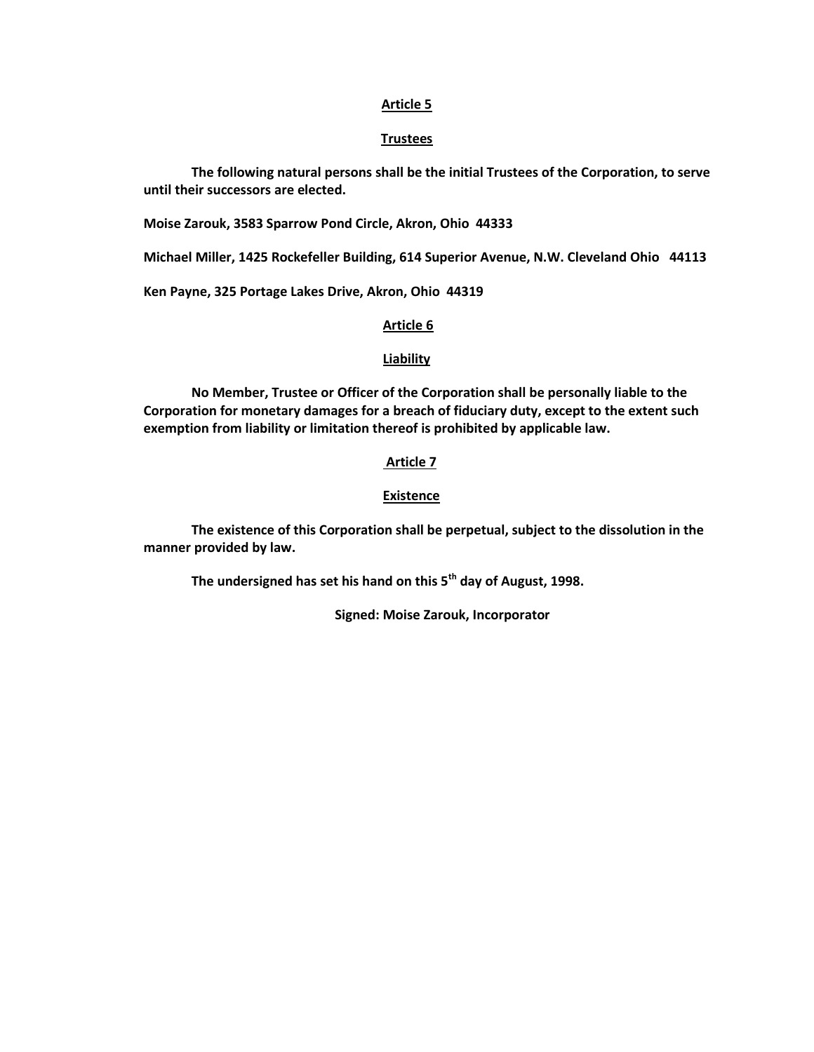## Article 5

## Trustees

**The following natural persons shall be the initial Trustees of the Corporation, to serve until their successors are elected.**

**Moise Zarouk, 3583 Sparrow Pond Circle, Akron, Ohio 44333**

**Michael Miller, 1425 Rockefeller Building, 614 Superior Avenue, N.W. Cleveland Ohio 44113**

**Ken Payne, 325 Portage Lakes Drive, Akron, Ohio 44319**

## Article 6

## Liability

**No Member, Trustee or Officer of the Corporation shall be personally liable to the Corporation for monetary damages for a breach of fiduciary duty, except to the extent such exemption from liability or limitation thereof is prohibited by applicable law.**

## Article 7

## Existence

**The existence of this Corporation shall be perpetual, subject to the dissolution in the manner provided by law.**

**The undersigned has set his hand on this 5th day of August, 1998.**

**Signed: Moise Zarouk, Incorporator**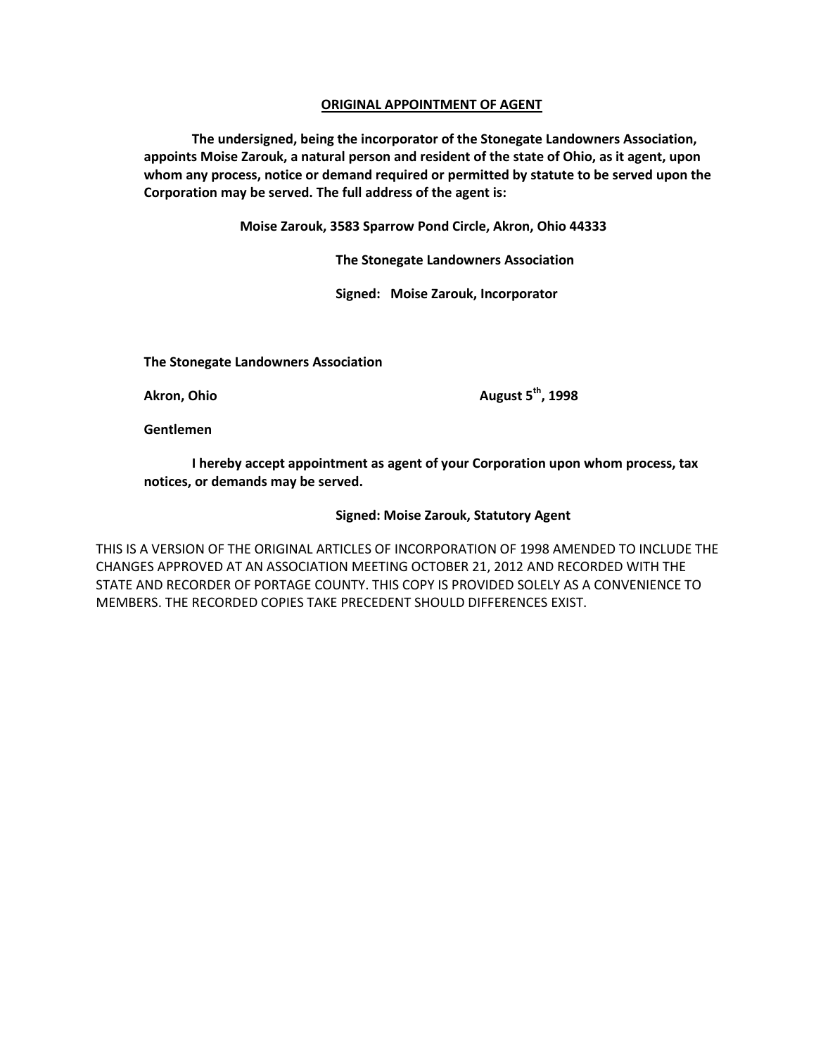## ORIGINAL APPOINTMENT OF AGENT

**The undersigned, being the incorporator of the Stonegate Landowners Association, appoints Moise Zarouk, a natural person and resident of the state of Ohio, as it agent, upon whom any process, notice or demand required or permitted by statute to be served upon the Corporation may be served. The full address of the agent is:**

**Moise Zarouk, 3583 Sparrow Pond Circle, Akron, Ohio 44333**

**The Stonegate Landowners Association**

**Signed: Moise Zarouk, Incorporator**

**The Stonegate Landowners Association**

**Akron, Ohio** **August 5th, 1998**

**Gentlemen**

**I hereby accept appointment as agent of your Corporation upon whom process, tax notices, or demands may be served.**

**Signed: Moise Zarouk, Statutory Agent**

THIS IS A VERSION OF THE ORIGINAL ARTICLES OF INCORPORATION OF 1998 AMENDED TO INCLUDE THE CHANGES APPROVED AT AN ASSOCIATION MEETING OCTOBER 21, 2012 AND RECORDED WITH THE STATE AND RECORDER OF PORTAGE COUNTY. THIS COPY IS PROVIDED SOLELY AS A CONVENIENCE TO MEMBERS. THE RECORDED COPIES TAKE PRECEDENT SHOULD DIFFERENCES EXIST.